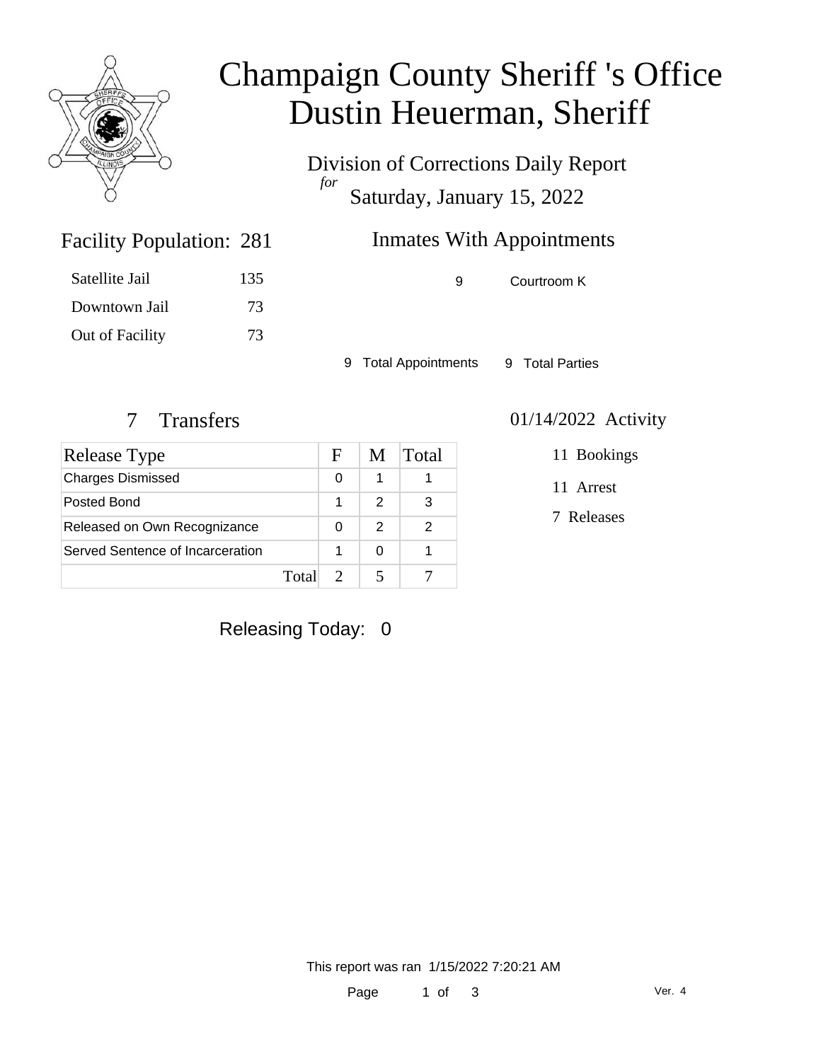# Champaign County Sheriff 's Office
# Dustin Heuerman, Sheriff

Division of Corrections Daily Report
*for*
Saturday, January 15, 2022

## Facility Population: 281

| | |
|---|---|
| Satellite Jail | 135 |
| Downtown Jail | 73 |
| Out of Facility | 73 |

## Inmates With Appointments

9 Courtroom K

9 Total Appointments 9 Total Parties

## 7 Transfers

| Release Type | F | M | Total |
|---|---|---|---|
| Charges Dismissed | 0 | 1 | 1 |
| Posted Bond | 1 | 2 | 3 |
| Released on Own Recognizance | 0 | 2 | 2 |
| Served Sentence of Incarceration | 1 | 0 | 1 |
| Total | 2 | 5 | 7 |

## 01/14/2022 Activity

11 Bookings

11 Arrest

7 Releases

Releasing Today: 0

This report was ran 1/15/2022 7:20:21 AM

Ver. 4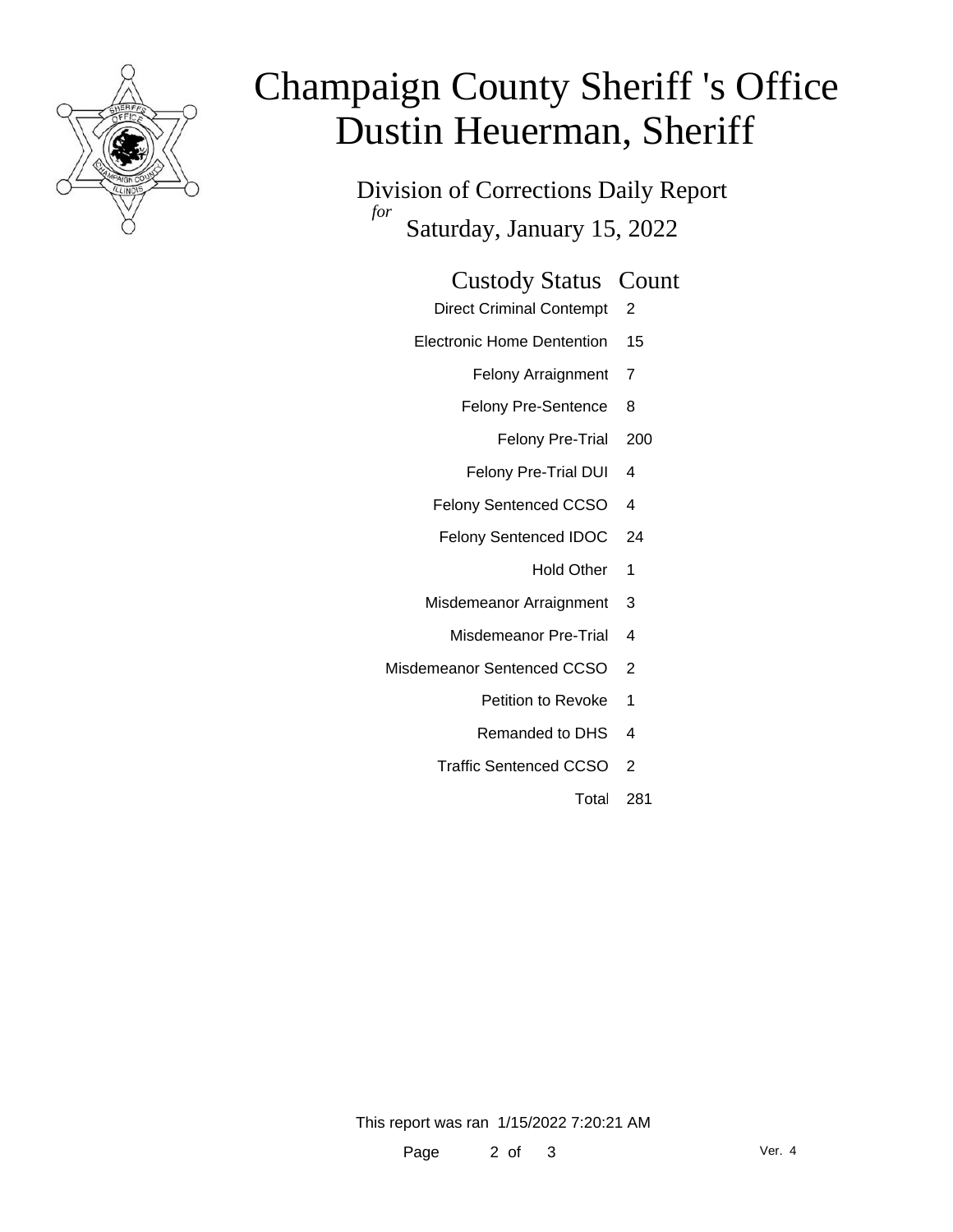# Champaign County Sheriff 's Office
# Dustin Heuerman, Sheriff

## Division of Corrections Daily Report

*for*

Saturday, January 15, 2022

| Custody Status | Count |
|---|---|
| Direct Criminal Contempt | 2 |
| Electronic Home Dentention | 15 |
| Felony Arraignment | 7 |
| Felony Pre-Sentence | 8 |
| Felony Pre-Trial | 200 |
| Felony Pre-Trial DUI | 4 |
| Felony Sentenced CCSO | 4 |
| Felony Sentenced IDOC | 24 |
| Hold Other | 1 |
| Misdemeanor Arraignment | 3 |
| Misdemeanor Pre-Trial | 4 |
| Misdemeanor Sentenced CCSO | 2 |
| Petition to Revoke | 1 |
| Remanded to DHS | 4 |
| Traffic Sentenced CCSO | 2 |
| Total | 281 |

This report was ran 1/15/2022 7:20:21 AM

Ver. 4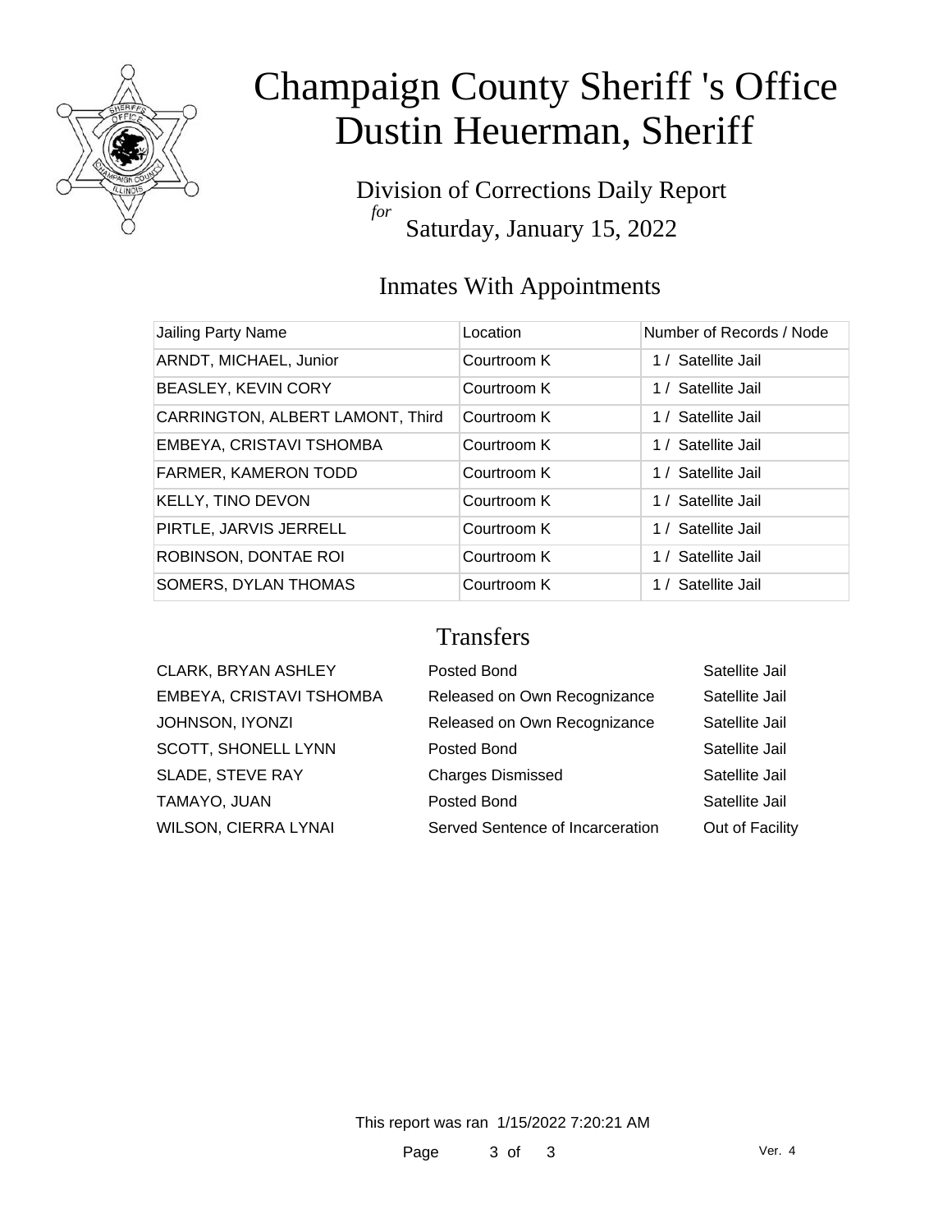# Champaign County Sheriff 's Office
# Dustin Heuerman, Sheriff

Division of Corrections Daily Report
*for*
Saturday, January 15, 2022

## Inmates With Appointments

| Jailing Party Name | Location | Number of Records / Node |
|---|---|---|
| ARNDT, MICHAEL, Junior | Courtroom K | 1 / Satellite Jail |
| BEASLEY, KEVIN CORY | Courtroom K | 1 / Satellite Jail |
| CARRINGTON, ALBERT LAMONT, Third | Courtroom K | 1 / Satellite Jail |
| EMBEYA, CRISTAVI TSHOMBA | Courtroom K | 1 / Satellite Jail |
| FARMER, KAMERON TODD | Courtroom K | 1 / Satellite Jail |
| KELLY, TINO DEVON | Courtroom K | 1 / Satellite Jail |
| PIRTLE, JARVIS JERRELL | Courtroom K | 1 / Satellite Jail |
| ROBINSON, DONTAE ROI | Courtroom K | 1 / Satellite Jail |
| SOMERS, DYLAN THOMAS | Courtroom K | 1 / Satellite Jail |

## Transfers

| | | |
|---|---|---|
| CLARK, BRYAN ASHLEY | Posted Bond | Satellite Jail |
| EMBEYA, CRISTAVI TSHOMBA | Released on Own Recognizance | Satellite Jail |
| JOHNSON, IYONZI | Released on Own Recognizance | Satellite Jail |
| SCOTT, SHONELL LYNN | Posted Bond | Satellite Jail |
| SLADE, STEVE RAY | Charges Dismissed | Satellite Jail |
| TAMAYO, JUAN | Posted Bond | Satellite Jail |
| WILSON, CIERRA LYNAI | Served Sentence of Incarceration | Out of Facility |

This report was ran 1/15/2022 7:20:21 AM

Ver. 4